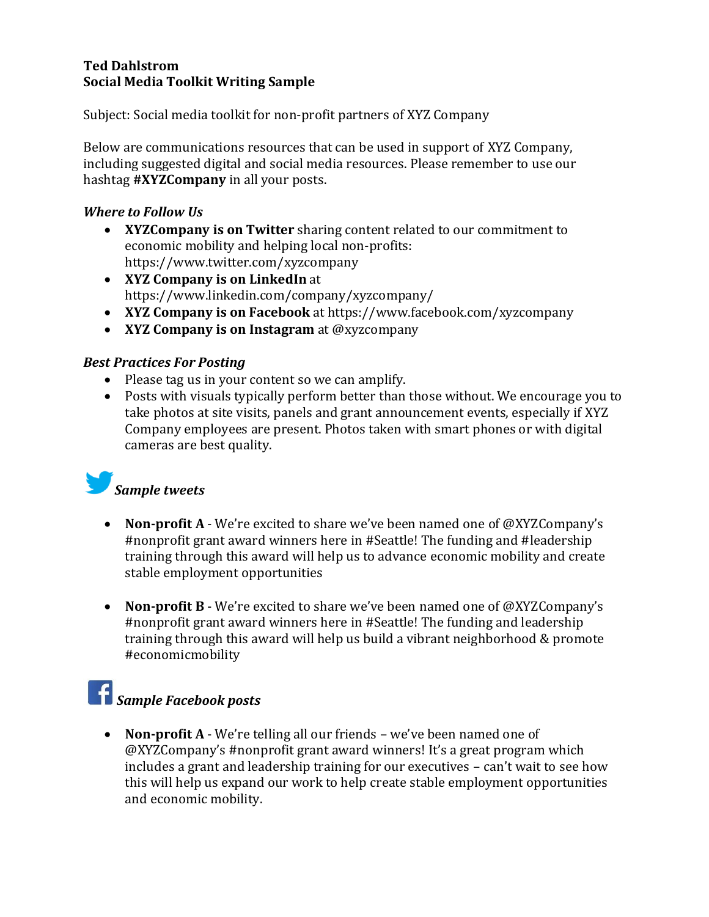**Ted Dahlstrom**
**Social Media Toolkit Writing Sample**

Subject: Social media toolkit for non-profit partners of XYZ Company

Below are communications resources that can be used in support of XYZ Company, including suggested digital and social media resources. Please remember to use our hashtag **#XYZCompany** in all your posts.

***Where to Follow Us***

- **XYZCompany is on Twitter** sharing content related to our commitment to economic mobility and helping local non-profits: https://www.twitter.com/xyzcompany
- **XYZ Company is on LinkedIn** at https://www.linkedin.com/company/xyzcompany/
- **XYZ Company is on Facebook** at https://www.facebook.com/xyzcompany
- **XYZ Company is on Instagram** at @xyzcompany

***Best Practices For Posting***

- Please tag us in your content so we can amplify.
- Posts with visuals typically perform better than those without. We encourage you to take photos at site visits, panels and grant announcement events, especially if XYZ Company employees are present. Photos taken with smart phones or with digital cameras are best quality.

***Sample tweets***

- **Non-profit A** - We're excited to share we've been named one of @XYZCompany's #nonprofit grant award winners here in #Seattle! The funding and #leadership training through this award will help us to advance economic mobility and create stable employment opportunities

- **Non-profit B** - We're excited to share we've been named one of @XYZCompany's #nonprofit grant award winners here in #Seattle! The funding and leadership training through this award will help us build a vibrant neighborhood & promote #economicmobility

***Sample Facebook posts***

- **Non-profit A** - We're telling all our friends – we've been named one of @XYZCompany's #nonprofit grant award winners! It's a great program which includes a grant and leadership training for our executives – can't wait to see how this will help us expand our work to help create stable employment opportunities and economic mobility.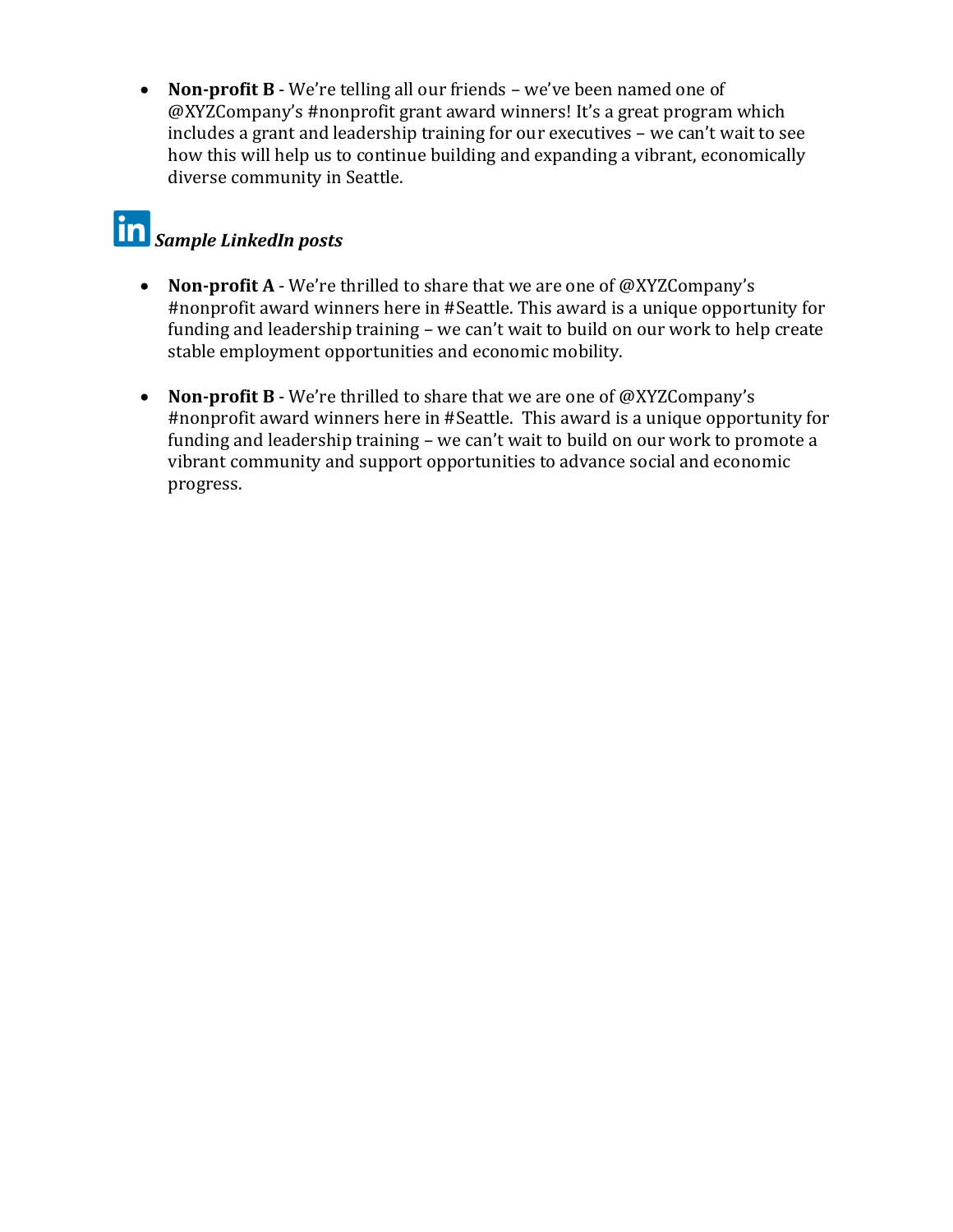- **Non-profit B** - We're telling all our friends – we've been named one of @XYZCompany's #nonprofit grant award winners! It's a great program which includes a grant and leadership training for our executives – we can't wait to see how this will help us to continue building and expanding a vibrant, economically diverse community in Seattle.

### *Sample LinkedIn posts*

- **Non-profit A** - We're thrilled to share that we are one of @XYZCompany's #nonprofit award winners here in #Seattle. This award is a unique opportunity for funding and leadership training – we can't wait to build on our work to help create stable employment opportunities and economic mobility.

- **Non-profit B** - We're thrilled to share that we are one of @XYZCompany's #nonprofit award winners here in #Seattle. This award is a unique opportunity for funding and leadership training – we can't wait to build on our work to promote a vibrant community and support opportunities to advance social and economic progress.